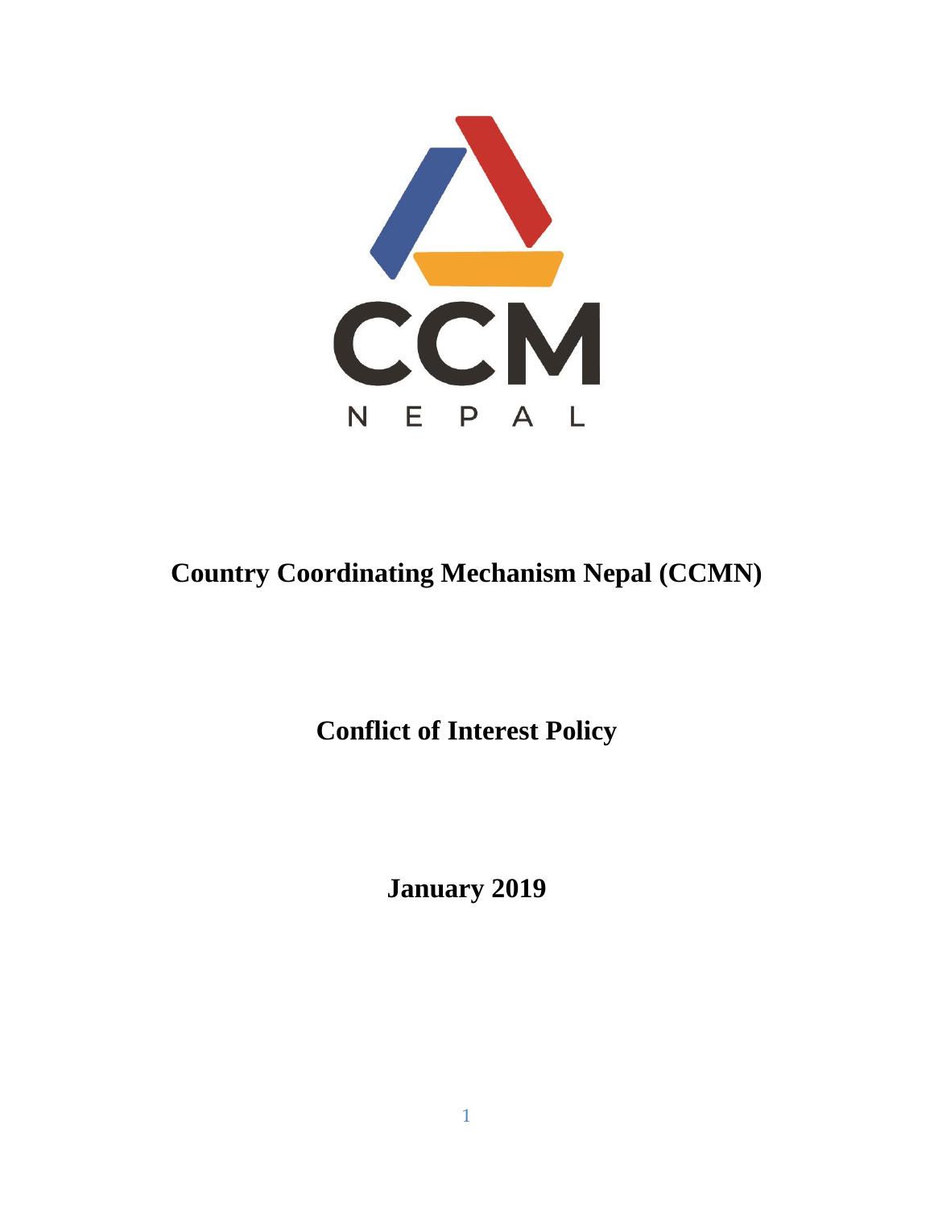CCM

NEPAL

# Country Coordinating Mechanism Nepal (CCMN)

## Conflict of Interest Policy

**January 2019**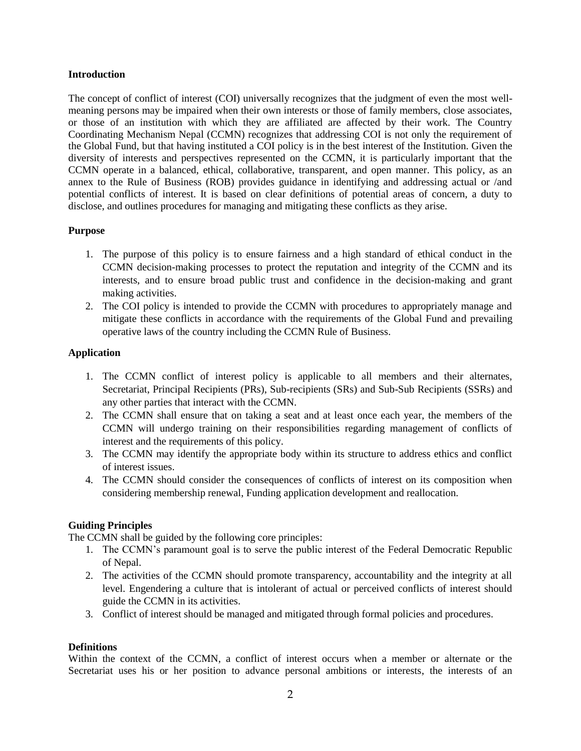## Introduction

The concept of conflict of interest (COI) universally recognizes that the judgment of even the most well-meaning persons may be impaired when their own interests or those of family members, close associates, or those of an institution with which they are affiliated are affected by their work. The Country Coordinating Mechanism Nepal (CCMN) recognizes that addressing COI is not only the requirement of the Global Fund, but that having instituted a COI policy is in the best interest of the Institution. Given the diversity of interests and perspectives represented on the CCMN, it is particularly important that the CCMN operate in a balanced, ethical, collaborative, transparent, and open manner. This policy, as an annex to the Rule of Business (ROB) provides guidance in identifying and addressing actual or /and potential conflicts of interest. It is based on clear definitions of potential areas of concern, a duty to disclose, and outlines procedures for managing and mitigating these conflicts as they arise.

## Purpose

1. The purpose of this policy is to ensure fairness and a high standard of ethical conduct in the CCMN decision-making processes to protect the reputation and integrity of the CCMN and its interests, and to ensure broad public trust and confidence in the decision-making and grant making activities.
2. The COI policy is intended to provide the CCMN with procedures to appropriately manage and mitigate these conflicts in accordance with the requirements of the Global Fund and prevailing operative laws of the country including the CCMN Rule of Business.

## Application

1. The CCMN conflict of interest policy is applicable to all members and their alternates, Secretariat, Principal Recipients (PRs), Sub-recipients (SRs) and Sub-Sub Recipients (SSRs) and any other parties that interact with the CCMN.
2. The CCMN shall ensure that on taking a seat and at least once each year, the members of the CCMN will undergo training on their responsibilities regarding management of conflicts of interest and the requirements of this policy.
3. The CCMN may identify the appropriate body within its structure to address ethics and conflict of interest issues.
4. The CCMN should consider the consequences of conflicts of interest on its composition when considering membership renewal, Funding application development and reallocation.

## Guiding Principles

The CCMN shall be guided by the following core principles:

1. The CCMN's paramount goal is to serve the public interest of the Federal Democratic Republic of Nepal.
2. The activities of the CCMN should promote transparency, accountability and the integrity at all level. Engendering a culture that is intolerant of actual or perceived conflicts of interest should guide the CCMN in its activities.
3. Conflict of interest should be managed and mitigated through formal policies and procedures.

## Definitions

Within the context of the CCMN, a conflict of interest occurs when a member or alternate or the Secretariat uses his or her position to advance personal ambitions or interests, the interests of an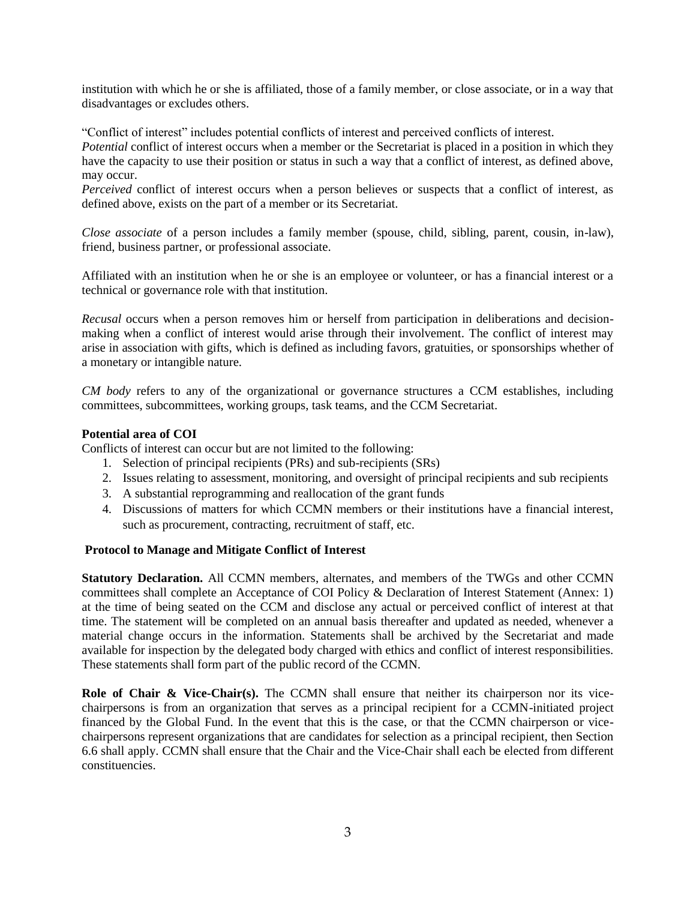institution with which he or she is affiliated, those of a family member, or close associate, or in a way that disadvantages or excludes others.

"Conflict of interest" includes potential conflicts of interest and perceived conflicts of interest.
*Potential* conflict of interest occurs when a member or the Secretariat is placed in a position in which they have the capacity to use their position or status in such a way that a conflict of interest, as defined above, may occur.
*Perceived* conflict of interest occurs when a person believes or suspects that a conflict of interest, as defined above, exists on the part of a member or its Secretariat.

*Close associate* of a person includes a family member (spouse, child, sibling, parent, cousin, in-law), friend, business partner, or professional associate.

Affiliated with an institution when he or she is an employee or volunteer, or has a financial interest or a technical or governance role with that institution.

*Recusal* occurs when a person removes him or herself from participation in deliberations and decision-making when a conflict of interest would arise through their involvement. The conflict of interest may arise in association with gifts, which is defined as including favors, gratuities, or sponsorships whether of a monetary or intangible nature.

*CM body* refers to any of the organizational or governance structures a CCM establishes, including committees, subcommittees, working groups, task teams, and the CCM Secretariat.

**Potential area of COI**

Conflicts of interest can occur but are not limited to the following:

1. Selection of principal recipients (PRs) and sub-recipients (SRs)
2. Issues relating to assessment, monitoring, and oversight of principal recipients and sub recipients
3. A substantial reprogramming and reallocation of the grant funds
4. Discussions of matters for which CCMN members or their institutions have a financial interest, such as procurement, contracting, recruitment of staff, etc.

**Protocol to Manage and Mitigate Conflict of Interest**

**Statutory Declaration.** All CCMN members, alternates, and members of the TWGs and other CCMN committees shall complete an Acceptance of COI Policy & Declaration of Interest Statement (Annex: 1) at the time of being seated on the CCM and disclose any actual or perceived conflict of interest at that time. The statement will be completed on an annual basis thereafter and updated as needed, whenever a material change occurs in the information. Statements shall be archived by the Secretariat and made available for inspection by the delegated body charged with ethics and conflict of interest responsibilities. These statements shall form part of the public record of the CCMN.

**Role of Chair & Vice-Chair(s).** The CCMN shall ensure that neither its chairperson nor its vice-chairpersons is from an organization that serves as a principal recipient for a CCMN-initiated project financed by the Global Fund. In the event that this is the case, or that the CCMN chairperson or vice-chairpersons represent organizations that are candidates for selection as a principal recipient, then Section 6.6 shall apply. CCMN shall ensure that the Chair and the Vice-Chair shall each be elected from different constituencies.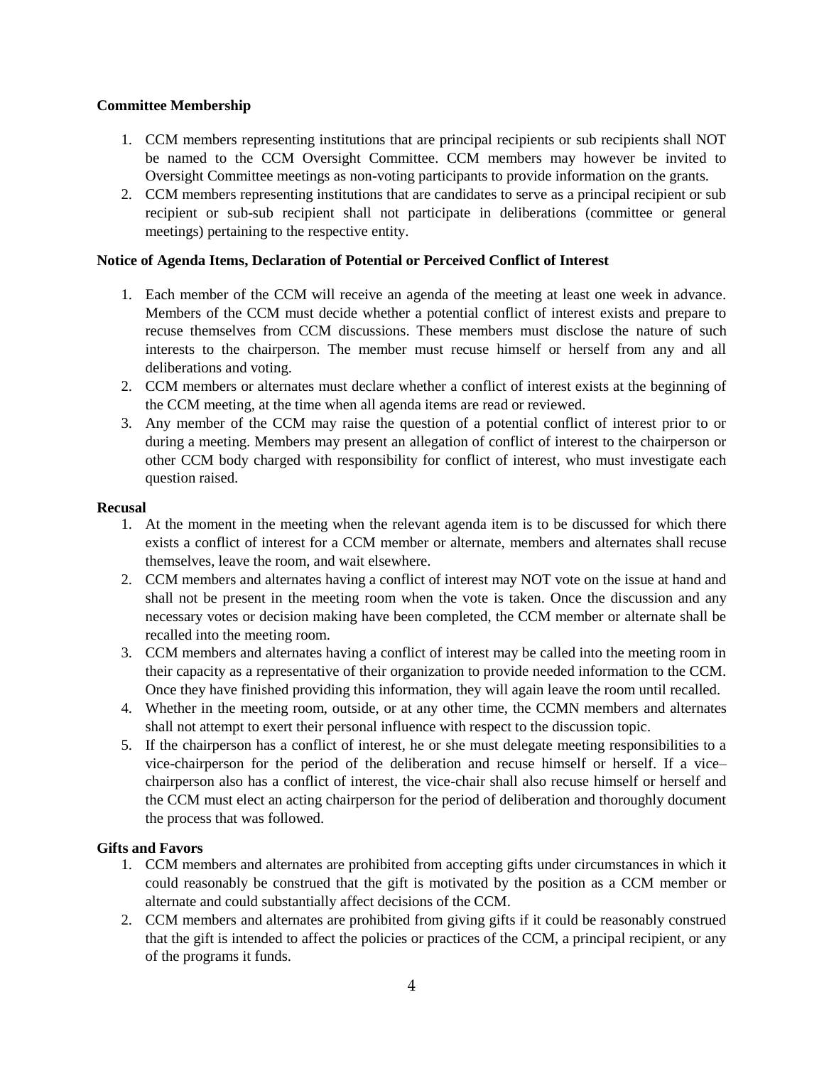**Committee Membership**

1. CCM members representing institutions that are principal recipients or sub recipients shall NOT be named to the CCM Oversight Committee. CCM members may however be invited to Oversight Committee meetings as non-voting participants to provide information on the grants.
2. CCM members representing institutions that are candidates to serve as a principal recipient or sub recipient or sub-sub recipient shall not participate in deliberations (committee or general meetings) pertaining to the respective entity.

**Notice of Agenda Items, Declaration of Potential or Perceived Conflict of Interest**

1. Each member of the CCM will receive an agenda of the meeting at least one week in advance. Members of the CCM must decide whether a potential conflict of interest exists and prepare to recuse themselves from CCM discussions. These members must disclose the nature of such interests to the chairperson. The member must recuse himself or herself from any and all deliberations and voting.
2. CCM members or alternates must declare whether a conflict of interest exists at the beginning of the CCM meeting, at the time when all agenda items are read or reviewed.
3. Any member of the CCM may raise the question of a potential conflict of interest prior to or during a meeting. Members may present an allegation of conflict of interest to the chairperson or other CCM body charged with responsibility for conflict of interest, who must investigate each question raised.

**Recusal**

1. At the moment in the meeting when the relevant agenda item is to be discussed for which there exists a conflict of interest for a CCM member or alternate, members and alternates shall recuse themselves, leave the room, and wait elsewhere.
2. CCM members and alternates having a conflict of interest may NOT vote on the issue at hand and shall not be present in the meeting room when the vote is taken. Once the discussion and any necessary votes or decision making have been completed, the CCM member or alternate shall be recalled into the meeting room.
3. CCM members and alternates having a conflict of interest may be called into the meeting room in their capacity as a representative of their organization to provide needed information to the CCM. Once they have finished providing this information, they will again leave the room until recalled.
4. Whether in the meeting room, outside, or at any other time, the CCMN members and alternates shall not attempt to exert their personal influence with respect to the discussion topic.
5. If the chairperson has a conflict of interest, he or she must delegate meeting responsibilities to a vice-chairperson for the period of the deliberation and recuse himself or herself. If a vice–chairperson also has a conflict of interest, the vice-chair shall also recuse himself or herself and the CCM must elect an acting chairperson for the period of deliberation and thoroughly document the process that was followed.

**Gifts and Favors**

1. CCM members and alternates are prohibited from accepting gifts under circumstances in which it could reasonably be construed that the gift is motivated by the position as a CCM member or alternate and could substantially affect decisions of the CCM.
2. CCM members and alternates are prohibited from giving gifts if it could be reasonably construed that the gift is intended to affect the policies or practices of the CCM, a principal recipient, or any of the programs it funds.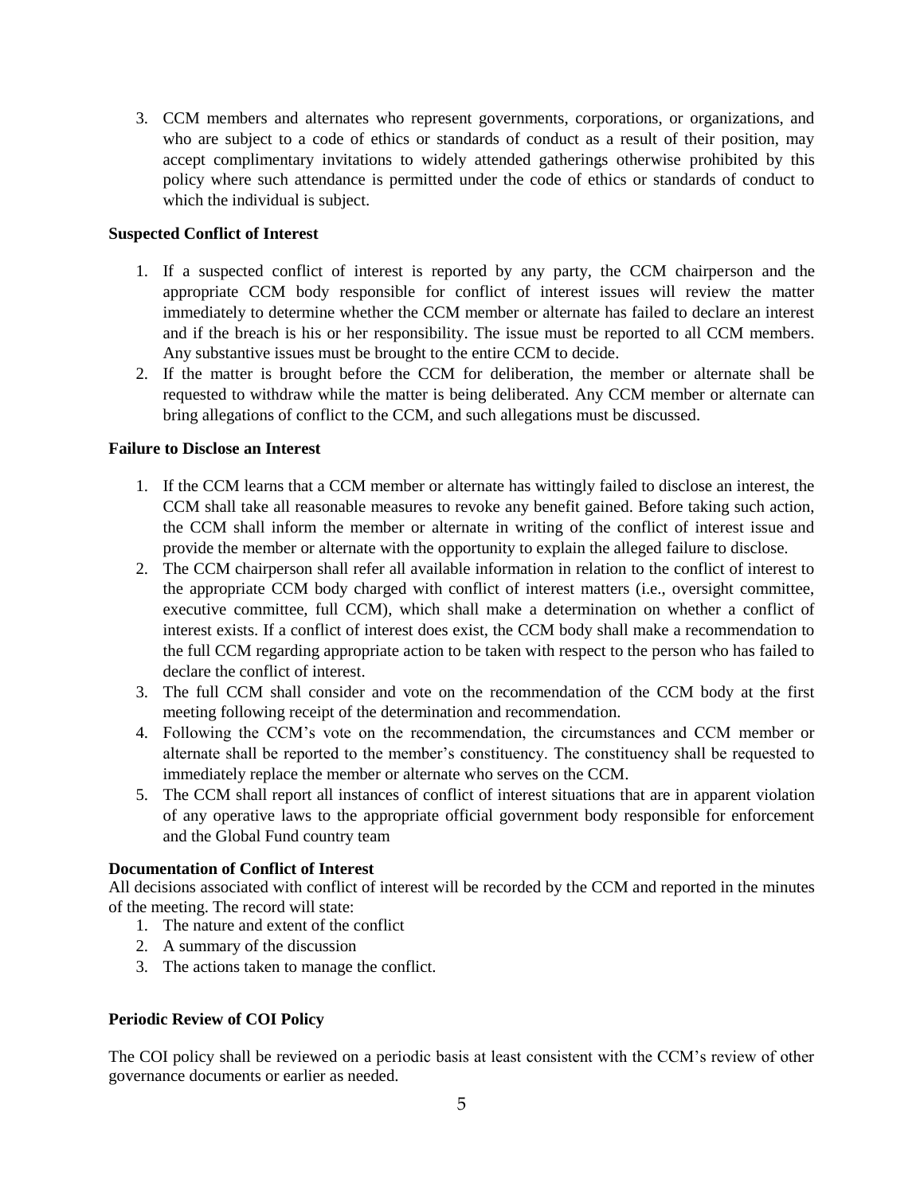3. CCM members and alternates who represent governments, corporations, or organizations, and who are subject to a code of ethics or standards of conduct as a result of their position, may accept complimentary invitations to widely attended gatherings otherwise prohibited by this policy where such attendance is permitted under the code of ethics or standards of conduct to which the individual is subject.

**Suspected Conflict of Interest**

1. If a suspected conflict of interest is reported by any party, the CCM chairperson and the appropriate CCM body responsible for conflict of interest issues will review the matter immediately to determine whether the CCM member or alternate has failed to declare an interest and if the breach is his or her responsibility. The issue must be reported to all CCM members. Any substantive issues must be brought to the entire CCM to decide.
2. If the matter is brought before the CCM for deliberation, the member or alternate shall be requested to withdraw while the matter is being deliberated. Any CCM member or alternate can bring allegations of conflict to the CCM, and such allegations must be discussed.

**Failure to Disclose an Interest**

1. If the CCM learns that a CCM member or alternate has wittingly failed to disclose an interest, the CCM shall take all reasonable measures to revoke any benefit gained. Before taking such action, the CCM shall inform the member or alternate in writing of the conflict of interest issue and provide the member or alternate with the opportunity to explain the alleged failure to disclose.
2. The CCM chairperson shall refer all available information in relation to the conflict of interest to the appropriate CCM body charged with conflict of interest matters (i.e., oversight committee, executive committee, full CCM), which shall make a determination on whether a conflict of interest exists. If a conflict of interest does exist, the CCM body shall make a recommendation to the full CCM regarding appropriate action to be taken with respect to the person who has failed to declare the conflict of interest.
3. The full CCM shall consider and vote on the recommendation of the CCM body at the first meeting following receipt of the determination and recommendation.
4. Following the CCM's vote on the recommendation, the circumstances and CCM member or alternate shall be reported to the member's constituency. The constituency shall be requested to immediately replace the member or alternate who serves on the CCM.
5. The CCM shall report all instances of conflict of interest situations that are in apparent violation of any operative laws to the appropriate official government body responsible for enforcement and the Global Fund country team

**Documentation of Conflict of Interest**

All decisions associated with conflict of interest will be recorded by the CCM and reported in the minutes of the meeting. The record will state:

1. The nature and extent of the conflict
2. A summary of the discussion
3. The actions taken to manage the conflict.

**Periodic Review of COI Policy**

The COI policy shall be reviewed on a periodic basis at least consistent with the CCM's review of other governance documents or earlier as needed.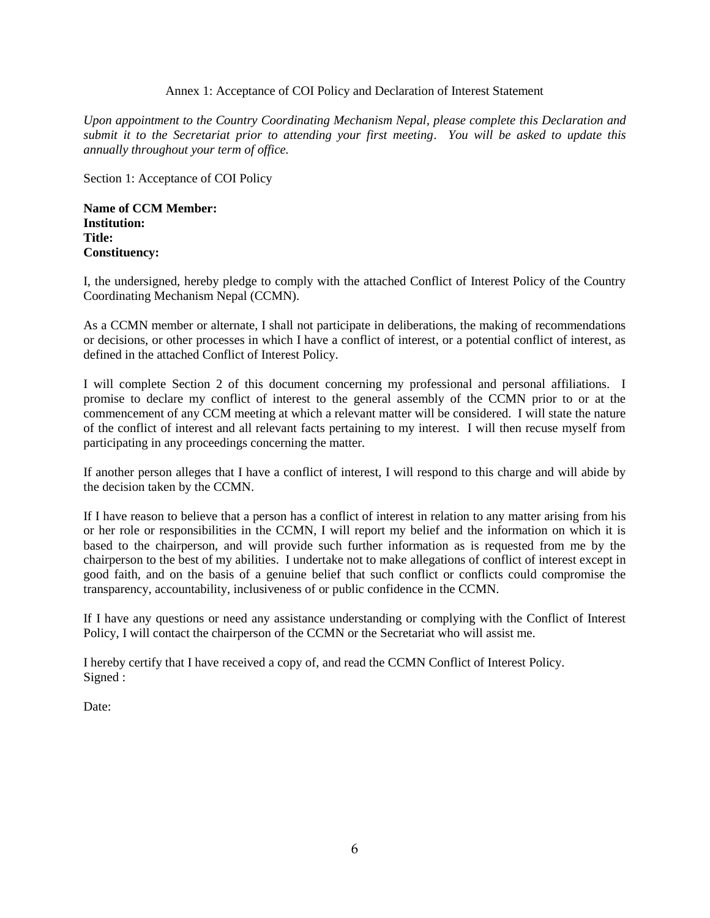## Annex 1: Acceptance of COI Policy and Declaration of Interest Statement

*Upon appointment to the Country Coordinating Mechanism Nepal, please complete this Declaration and submit it to the Secretariat prior to attending your first meeting. You will be asked to update this annually throughout your term of office.*

### Section 1: Acceptance of COI Policy

**Name of CCM Member:**
**Institution:**
**Title:**
**Constituency:**

I, the undersigned, hereby pledge to comply with the attached Conflict of Interest Policy of the Country Coordinating Mechanism Nepal (CCMN).

As a CCMN member or alternate, I shall not participate in deliberations, the making of recommendations or decisions, or other processes in which I have a conflict of interest, or a potential conflict of interest, as defined in the attached Conflict of Interest Policy.

I will complete Section 2 of this document concerning my professional and personal affiliations. I promise to declare my conflict of interest to the general assembly of the CCMN prior to or at the commencement of any CCM meeting at which a relevant matter will be considered. I will state the nature of the conflict of interest and all relevant facts pertaining to my interest. I will then recuse myself from participating in any proceedings concerning the matter.

If another person alleges that I have a conflict of interest, I will respond to this charge and will abide by the decision taken by the CCMN.

If I have reason to believe that a person has a conflict of interest in relation to any matter arising from his or her role or responsibilities in the CCMN, I will report my belief and the information on which it is based to the chairperson, and will provide such further information as is requested from me by the chairperson to the best of my abilities. I undertake not to make allegations of conflict of interest except in good faith, and on the basis of a genuine belief that such conflict or conflicts could compromise the transparency, accountability, inclusiveness of or public confidence in the CCMN.

If I have any questions or need any assistance understanding or complying with the Conflict of Interest Policy, I will contact the chairperson of the CCMN or the Secretariat who will assist me.

I hereby certify that I have received a copy of, and read the CCMN Conflict of Interest Policy.
Signed :

Date: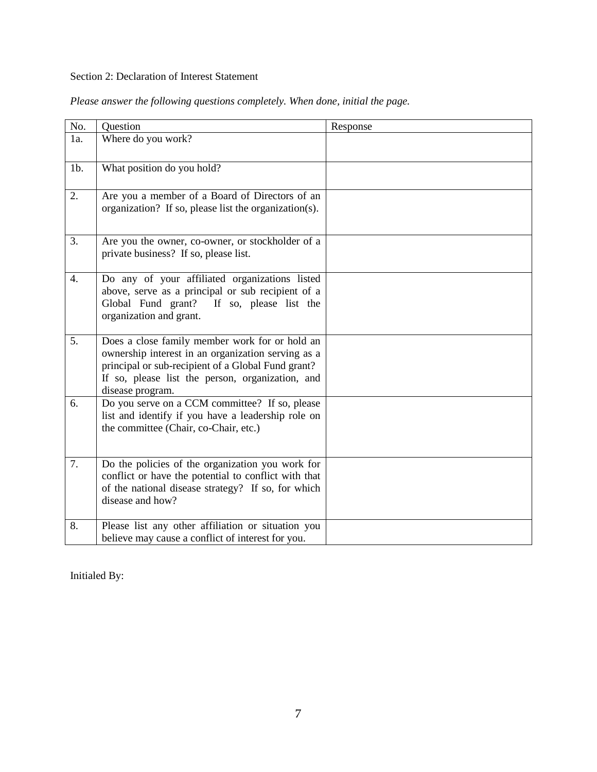Section 2: Declaration of Interest Statement

*Please answer the following questions completely. When done, initial the page.*

| No. | Question | Response |
|---|---|---|
| 1a. | Where do you work? | |
| 1b. | What position do you hold? | |
| 2. | Are you a member of a Board of Directors of an organization? If so, please list the organization(s). | |
| 3. | Are you the owner, co-owner, or stockholder of a private business? If so, please list. | |
| 4. | Do any of your affiliated organizations listed above, serve as a principal or sub recipient of a Global Fund grant? If so, please list the organization and grant. | |
| 5. | Does a close family member work for or hold an ownership interest in an organization serving as a principal or sub-recipient of a Global Fund grant? If so, please list the person, organization, and disease program. | |
| 6. | Do you serve on a CCM committee? If so, please list and identify if you have a leadership role on the committee (Chair, co-Chair, etc.) | |
| 7. | Do the policies of the organization you work for conflict or have the potential to conflict with that of the national disease strategy? If so, for which disease and how? | |
| 8. | Please list any other affiliation or situation you believe may cause a conflict of interest for you. | |

Initialed By: